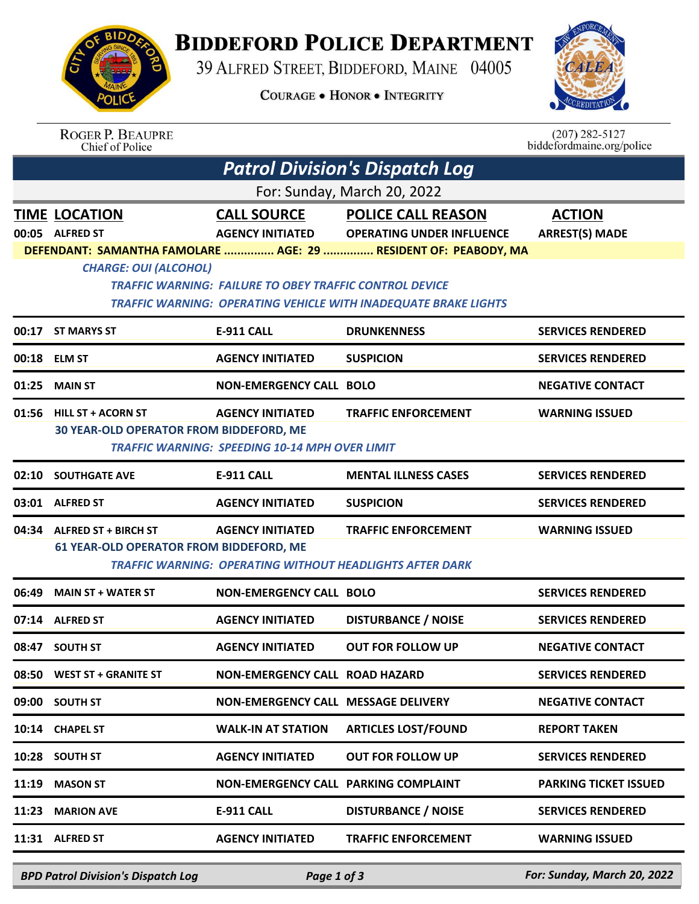# Biddeford Police Department

39 Alfred Street, Biddeford, Maine 04005

Courage • Honor • Integrity

Roger P. Beaupre
Chief of Police

(207) 282-5127
biddefordmaine.org/police

## *Patrol Division's Dispatch Log*

For: Sunday, March 20, 2022

| TIME | LOCATION | CALL SOURCE | POLICE CALL REASON | ACTION |
|---|---|---|---|---|
| 00:05 | ALFRED ST | AGENCY INITIATED | OPERATING UNDER INFLUENCE | ARREST(S) MADE |

**DEFENDANT: SAMANTHA FAMOLARE ............... AGE: 29 ............... RESIDENT OF: PEABODY, MA**

*CHARGE: OUI (ALCOHOL)*

*TRAFFIC WARNING: FAILURE TO OBEY TRAFFIC CONTROL DEVICE*

*TRAFFIC WARNING: OPERATING VEHICLE WITH INADEQUATE BRAKE LIGHTS*

| TIME | LOCATION | CALL SOURCE | POLICE CALL REASON | ACTION |
|---|---|---|---|---|
| 00:17 | ST MARYS ST | E-911 CALL | DRUNKENNESS | SERVICES RENDERED |
| 00:18 | ELM ST | AGENCY INITIATED | SUSPICION | SERVICES RENDERED |
| 01:25 | MAIN ST | NON-EMERGENCY CALL | BOLO | NEGATIVE CONTACT |
| 01:56 | HILL ST + ACORN ST | AGENCY INITIATED | TRAFFIC ENFORCEMENT | WARNING ISSUED |

**30 YEAR-OLD OPERATOR FROM BIDDEFORD, ME**

*TRAFFIC WARNING: SPEEDING 10-14 MPH OVER LIMIT*

| TIME | LOCATION | CALL SOURCE | POLICE CALL REASON | ACTION |
|---|---|---|---|---|
| 02:10 | SOUTHGATE AVE | E-911 CALL | MENTAL ILLNESS CASES | SERVICES RENDERED |
| 03:01 | ALFRED ST | AGENCY INITIATED | SUSPICION | SERVICES RENDERED |
| 04:34 | ALFRED ST + BIRCH ST | AGENCY INITIATED | TRAFFIC ENFORCEMENT | WARNING ISSUED |

**61 YEAR-OLD OPERATOR FROM BIDDEFORD, ME**

*TRAFFIC WARNING: OPERATING WITHOUT HEADLIGHTS AFTER DARK*

| TIME | LOCATION | CALL SOURCE | POLICE CALL REASON | ACTION |
|---|---|---|---|---|
| 06:49 | MAIN ST + WATER ST | NON-EMERGENCY CALL | BOLO | SERVICES RENDERED |
| 07:14 | ALFRED ST | AGENCY INITIATED | DISTURBANCE / NOISE | SERVICES RENDERED |
| 08:47 | SOUTH ST | AGENCY INITIATED | OUT FOR FOLLOW UP | NEGATIVE CONTACT |
| 08:50 | WEST ST + GRANITE ST | NON-EMERGENCY CALL | ROAD HAZARD | SERVICES RENDERED |
| 09:00 | SOUTH ST | NON-EMERGENCY CALL | MESSAGE DELIVERY | NEGATIVE CONTACT |
| 10:14 | CHAPEL ST | WALK-IN AT STATION | ARTICLES LOST/FOUND | REPORT TAKEN |
| 10:28 | SOUTH ST | AGENCY INITIATED | OUT FOR FOLLOW UP | SERVICES RENDERED |
| 11:19 | MASON ST | NON-EMERGENCY CALL | PARKING COMPLAINT | PARKING TICKET ISSUED |
| 11:23 | MARION AVE | E-911 CALL | DISTURBANCE / NOISE | SERVICES RENDERED |
| 11:31 | ALFRED ST | AGENCY INITIATED | TRAFFIC ENFORCEMENT | WARNING ISSUED |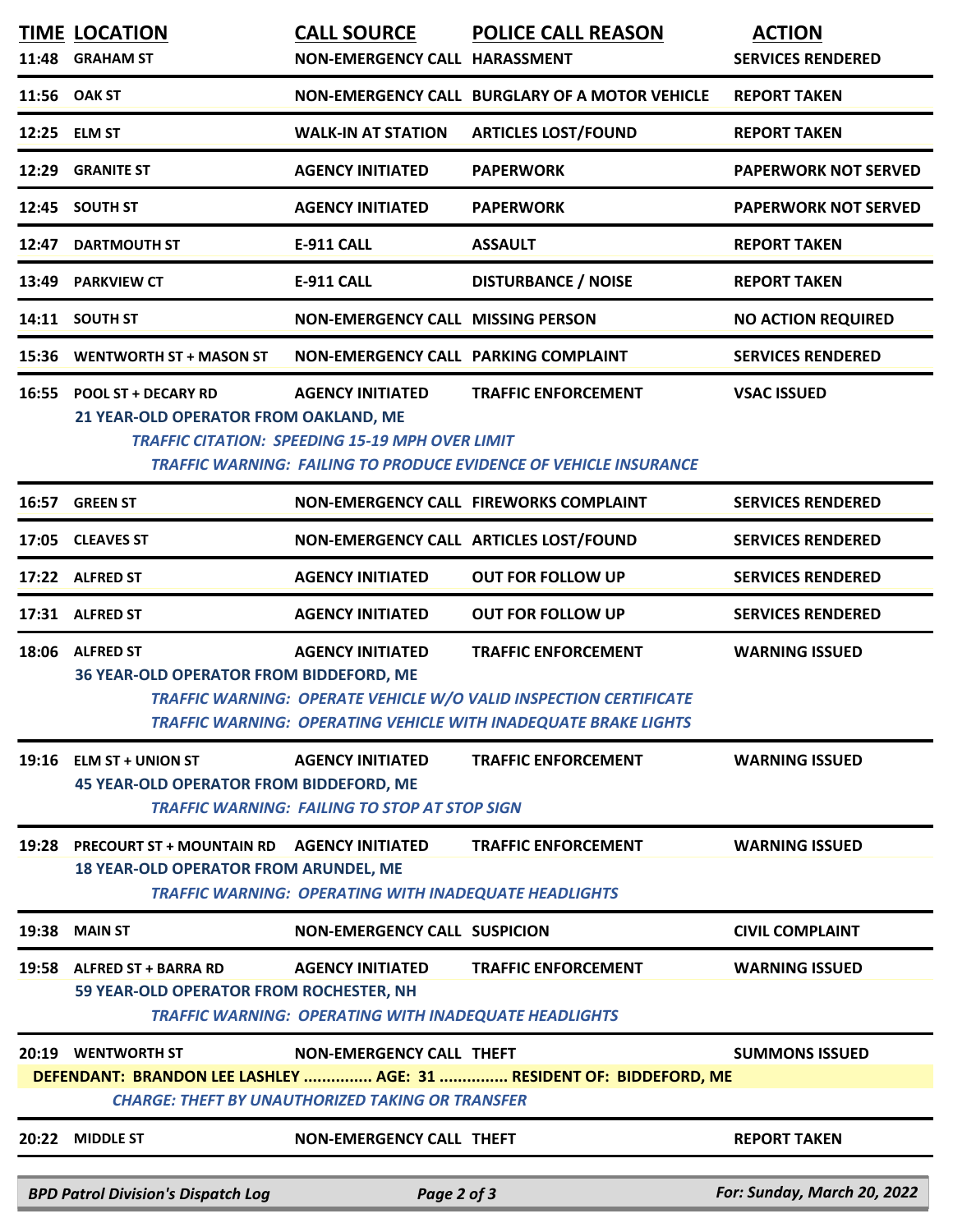| TIME | LOCATION | CALL SOURCE | POLICE CALL REASON | ACTION |
|---|---|---|---|---|
| 11:48 | GRAHAM ST | NON-EMERGENCY CALL | HARASSMENT | SERVICES RENDERED |
| 11:56 | OAK ST | NON-EMERGENCY CALL | BURGLARY OF A MOTOR VEHICLE | REPORT TAKEN |
| 12:25 | ELM ST | WALK-IN AT STATION | ARTICLES LOST/FOUND | REPORT TAKEN |
| 12:29 | GRANITE ST | AGENCY INITIATED | PAPERWORK | PAPERWORK NOT SERVED |
| 12:45 | SOUTH ST | AGENCY INITIATED | PAPERWORK | PAPERWORK NOT SERVED |
| 12:47 | DARTMOUTH ST | E-911 CALL | ASSAULT | REPORT TAKEN |
| 13:49 | PARKVIEW CT | E-911 CALL | DISTURBANCE / NOISE | REPORT TAKEN |
| 14:11 | SOUTH ST | NON-EMERGENCY CALL | MISSING PERSON | NO ACTION REQUIRED |
| 15:36 | WENTWORTH ST + MASON ST | NON-EMERGENCY CALL | PARKING COMPLAINT | SERVICES RENDERED |
| 16:55 | POOL ST + DECARY RD | AGENCY INITIATED | TRAFFIC ENFORCEMENT | VSAC ISSUED |
| | 21 YEAR-OLD OPERATOR FROM OAKLAND, ME<br>*TRAFFIC CITATION: SPEEDING 15-19 MPH OVER LIMIT*<br>*TRAFFIC WARNING: FAILING TO PRODUCE EVIDENCE OF VEHICLE INSURANCE* | | | |
| 16:57 | GREEN ST | NON-EMERGENCY CALL | FIREWORKS COMPLAINT | SERVICES RENDERED |
| 17:05 | CLEAVES ST | NON-EMERGENCY CALL | ARTICLES LOST/FOUND | SERVICES RENDERED |
| 17:22 | ALFRED ST | AGENCY INITIATED | OUT FOR FOLLOW UP | SERVICES RENDERED |
| 17:31 | ALFRED ST | AGENCY INITIATED | OUT FOR FOLLOW UP | SERVICES RENDERED |
| 18:06 | ALFRED ST | AGENCY INITIATED | TRAFFIC ENFORCEMENT | WARNING ISSUED |
| | 36 YEAR-OLD OPERATOR FROM BIDDEFORD, ME<br>*TRAFFIC WARNING: OPERATE VEHICLE W/O VALID INSPECTION CERTIFICATE*<br>*TRAFFIC WARNING: OPERATING VEHICLE WITH INADEQUATE BRAKE LIGHTS* | | | |
| 19:16 | ELM ST + UNION ST | AGENCY INITIATED | TRAFFIC ENFORCEMENT | WARNING ISSUED |
| | 45 YEAR-OLD OPERATOR FROM BIDDEFORD, ME<br>*TRAFFIC WARNING: FAILING TO STOP AT STOP SIGN* | | | |
| 19:28 | PRECOURT ST + MOUNTAIN RD | AGENCY INITIATED | TRAFFIC ENFORCEMENT | WARNING ISSUED |
| | 18 YEAR-OLD OPERATOR FROM ARUNDEL, ME<br>*TRAFFIC WARNING: OPERATING WITH INADEQUATE HEADLIGHTS* | | | |
| 19:38 | MAIN ST | NON-EMERGENCY CALL | SUSPICION | CIVIL COMPLAINT |
| 19:58 | ALFRED ST + BARRA RD | AGENCY INITIATED | TRAFFIC ENFORCEMENT | WARNING ISSUED |
| | 59 YEAR-OLD OPERATOR FROM ROCHESTER, NH<br>*TRAFFIC WARNING: OPERATING WITH INADEQUATE HEADLIGHTS* | | | |
| 20:19 | WENTWORTH ST | NON-EMERGENCY CALL | THEFT | SUMMONS ISSUED |
| | DEFENDANT: BRANDON LEE LASHLEY ............... AGE: 31 ............... RESIDENT OF: BIDDEFORD, ME<br>*CHARGE: THEFT BY UNAUTHORIZED TAKING OR TRANSFER* | | | |
| 20:22 | MIDDLE ST | NON-EMERGENCY CALL | THEFT | REPORT TAKEN |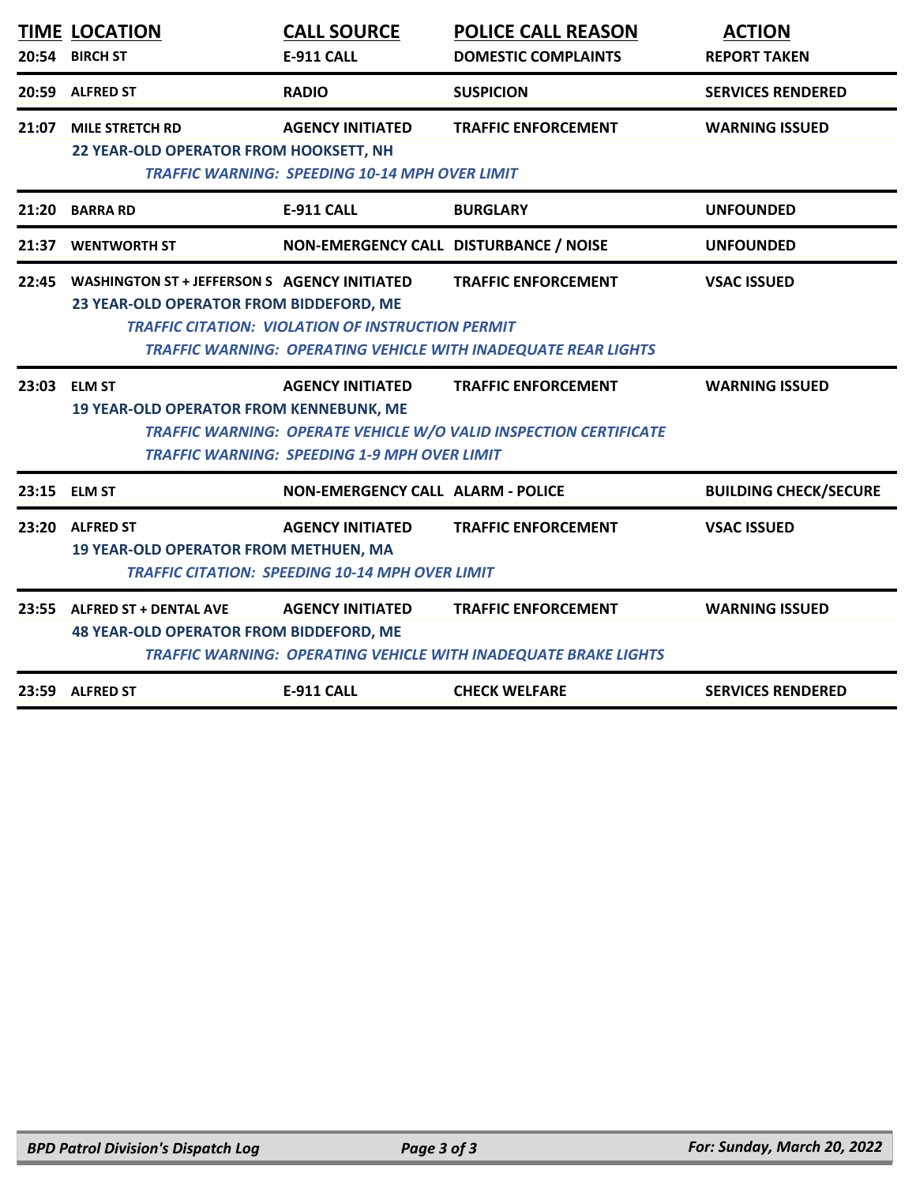| TIME | LOCATION | CALL SOURCE | POLICE CALL REASON | ACTION |
|---|---|---|---|---|
| 20:54 | BIRCH ST | E-911 CALL | DOMESTIC COMPLAINTS | REPORT TAKEN |
| 20:59 | ALFRED ST | RADIO | SUSPICION | SERVICES RENDERED |
| 21:07 | MILE STRETCH RD<br>22 YEAR-OLD OPERATOR FROM HOOKSETT, NH<br>*TRAFFIC WARNING: SPEEDING 10-14 MPH OVER LIMIT* | AGENCY INITIATED | TRAFFIC ENFORCEMENT | WARNING ISSUED |
| 21:20 | BARRA RD | E-911 CALL | BURGLARY | UNFOUNDED |
| 21:37 | WENTWORTH ST | NON-EMERGENCY CALL | DISTURBANCE / NOISE | UNFOUNDED |
| 22:45 | WASHINGTON ST + JEFFERSON S<br>23 YEAR-OLD OPERATOR FROM BIDDEFORD, ME<br>*TRAFFIC CITATION: VIOLATION OF INSTRUCTION PERMIT*<br>*TRAFFIC WARNING: OPERATING VEHICLE WITH INADEQUATE REAR LIGHTS* | AGENCY INITIATED | TRAFFIC ENFORCEMENT | VSAC ISSUED |
| 23:03 | ELM ST<br>19 YEAR-OLD OPERATOR FROM KENNEBUNK, ME<br>*TRAFFIC WARNING: OPERATE VEHICLE W/O VALID INSPECTION CERTIFICATE*<br>*TRAFFIC WARNING: SPEEDING 1-9 MPH OVER LIMIT* | AGENCY INITIATED | TRAFFIC ENFORCEMENT | WARNING ISSUED |
| 23:15 | ELM ST | NON-EMERGENCY CALL | ALARM - POLICE | BUILDING CHECK/SECURE |
| 23:20 | ALFRED ST<br>19 YEAR-OLD OPERATOR FROM METHUEN, MA<br>*TRAFFIC CITATION: SPEEDING 10-14 MPH OVER LIMIT* | AGENCY INITIATED | TRAFFIC ENFORCEMENT | VSAC ISSUED |
| 23:55 | ALFRED ST + DENTAL AVE<br>48 YEAR-OLD OPERATOR FROM BIDDEFORD, ME<br>*TRAFFIC WARNING: OPERATING VEHICLE WITH INADEQUATE BRAKE LIGHTS* | AGENCY INITIATED | TRAFFIC ENFORCEMENT | WARNING ISSUED |
| 23:59 | ALFRED ST | E-911 CALL | CHECK WELFARE | SERVICES RENDERED |